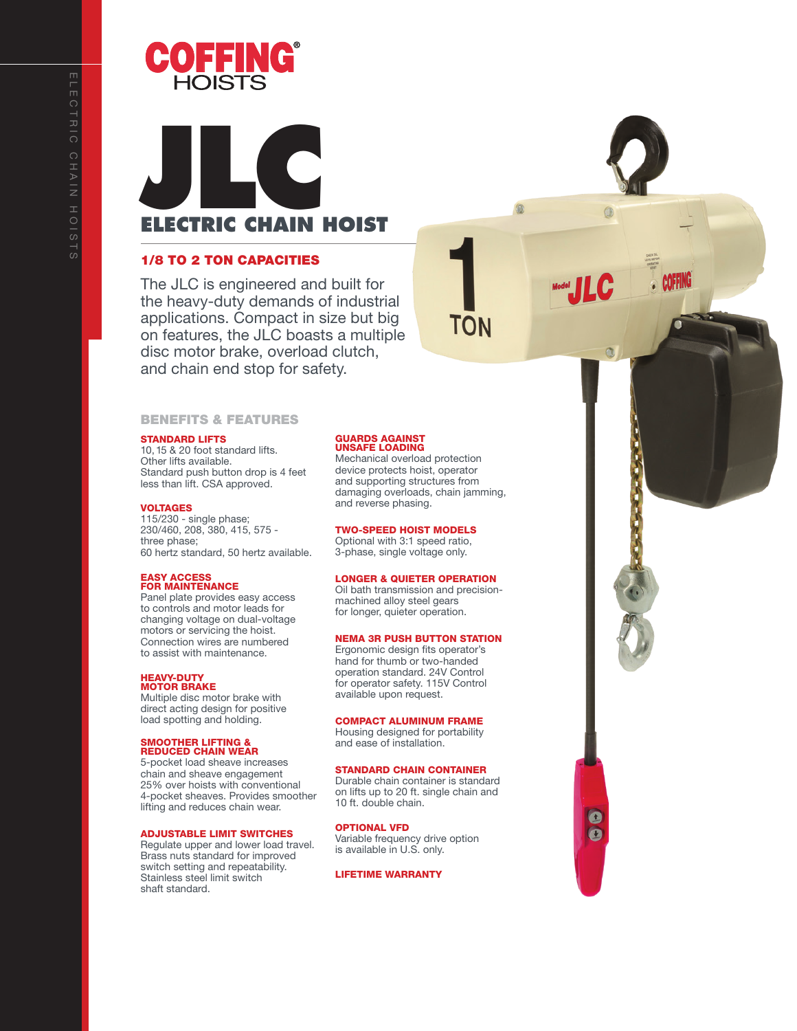# COFFING HOISTS

# JLC

## ELECTRIC CHAIN HOIST

### 1/8 TO 2 TON CAPACITIES

The JLC is engineered and built for the heavy-duty demands of industrial applications. Compact in size but big on features, the JLC boasts a multiple disc motor brake, overload clutch, and chain end stop for safety.

## BENEFITS & FEATURES

**STANDARD LIFTS**
10, 15 & 20 foot standard lifts. Other lifts available. Standard push button drop is 4 feet less than lift. CSA approved.

**VOLTAGES**
115/230 - single phase; 230/460, 208, 380, 415, 575 - three phase; 60 hertz standard, 50 hertz available.

**EASY ACCESS FOR MAINTENANCE**
Panel plate provides easy access to controls and motor leads for changing voltage on dual-voltage motors or servicing the hoist. Connection wires are numbered to assist with maintenance.

**HEAVY-DUTY MOTOR BRAKE**
Multiple disc motor brake with direct acting design for positive load spotting and holding.

**SMOOTHER LIFTING & REDUCED CHAIN WEAR**
5-pocket load sheave increases chain and sheave engagement 25% over hoists with conventional 4-pocket sheaves. Provides smoother lifting and reduces chain wear.

**ADJUSTABLE LIMIT SWITCHES**
Regulate upper and lower load travel. Brass nuts standard for improved switch setting and repeatability. Stainless steel limit switch shaft standard.

**GUARDS AGAINST UNSAFE LOADING**
Mechanical overload protection device protects hoist, operator and supporting structures from damaging overloads, chain jamming, and reverse phasing.

**TWO-SPEED HOIST MODELS**
Optional with 3:1 speed ratio, 3-phase, single voltage only.

**LONGER & QUIETER OPERATION**
Oil bath transmission and precision-machined alloy steel gears for longer, quieter operation.

**NEMA 3R PUSH BUTTON STATION**
Ergonomic design fits operator's hand for thumb or two-handed operation standard. 24V Control for operator safety. 115V Control available upon request.

**COMPACT ALUMINUM FRAME**
Housing designed for portability and ease of installation.

**STANDARD CHAIN CONTAINER**
Durable chain container is standard on lifts up to 20 ft. single chain and 10 ft. double chain.

**OPTIONAL VFD**
Variable frequency drive option is available in U.S. only.

**LIFETIME WARRANTY**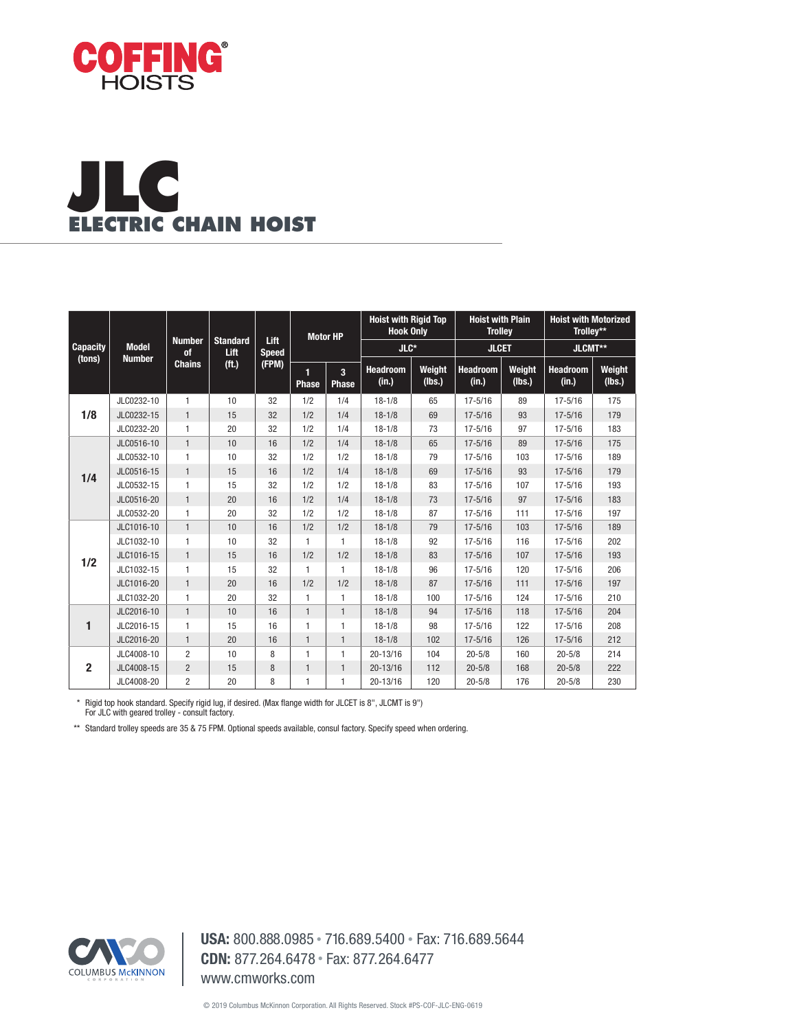# COFFING HOISTS

# JLC

## ELECTRIC CHAIN HOIST

| Capacity (tons) | Model Number | Number of Chains | Standard Lift (ft.) | Lift Speed (FPM) | Motor HP | | Hoist with Rigid Top Hook Only | | Hoist with Plain Trolley | | Hoist with Motorized Trolley** | |
|---|---|---|---|---|---|---|---|---|---|---|---|---|
| | | | | | | | JLC* | | JLCET | | JLCMT** | |
| | | | | | 1 Phase | 3 Phase | Headroom (in.) | Weight (lbs.) | Headroom (in.) | Weight (lbs.) | Headroom (in.) | Weight (lbs.) |
| 1/8 | JLC0232-10 | 1 | 10 | 32 | 1/2 | 1/4 | 18-1/8 | 65 | 17-5/16 | 89 | 17-5/16 | 175 |
| | JLC0232-15 | 1 | 15 | 32 | 1/2 | 1/4 | 18-1/8 | 69 | 17-5/16 | 93 | 17-5/16 | 179 |
| | JLC0232-20 | 1 | 20 | 32 | 1/2 | 1/4 | 18-1/8 | 73 | 17-5/16 | 97 | 17-5/16 | 183 |
| 1/4 | JLC0516-10 | 1 | 10 | 16 | 1/2 | 1/4 | 18-1/8 | 65 | 17-5/16 | 89 | 17-5/16 | 175 |
| | JLC0532-10 | 1 | 10 | 32 | 1/2 | 1/2 | 18-1/8 | 79 | 17-5/16 | 103 | 17-5/16 | 189 |
| | JLC0516-15 | 1 | 15 | 16 | 1/2 | 1/4 | 18-1/8 | 69 | 17-5/16 | 93 | 17-5/16 | 179 |
| | JLC0532-15 | 1 | 15 | 32 | 1/2 | 1/2 | 18-1/8 | 83 | 17-5/16 | 107 | 17-5/16 | 193 |
| | JLC0516-20 | 1 | 20 | 16 | 1/2 | 1/4 | 18-1/8 | 73 | 17-5/16 | 97 | 17-5/16 | 183 |
| | JLC0532-20 | 1 | 20 | 32 | 1/2 | 1/2 | 18-1/8 | 87 | 17-5/16 | 111 | 17-5/16 | 197 |
| 1/2 | JLC1016-10 | 1 | 10 | 16 | 1/2 | 1/2 | 18-1/8 | 79 | 17-5/16 | 103 | 17-5/16 | 189 |
| | JLC1032-10 | 1 | 10 | 32 | 1 | 1 | 18-1/8 | 92 | 17-5/16 | 116 | 17-5/16 | 202 |
| | JLC1016-15 | 1 | 15 | 16 | 1/2 | 1/2 | 18-1/8 | 83 | 17-5/16 | 107 | 17-5/16 | 193 |
| | JLC1032-15 | 1 | 15 | 32 | 1 | 1 | 18-1/8 | 96 | 17-5/16 | 120 | 17-5/16 | 206 |
| | JLC1016-20 | 1 | 20 | 16 | 1/2 | 1/2 | 18-1/8 | 87 | 17-5/16 | 111 | 17-5/16 | 197 |
| | JLC1032-20 | 1 | 20 | 32 | 1 | 1 | 18-1/8 | 100 | 17-5/16 | 124 | 17-5/16 | 210 |
| 1 | JLC2016-10 | 1 | 10 | 16 | 1 | 1 | 18-1/8 | 94 | 17-5/16 | 118 | 17-5/16 | 204 |
| | JLC2016-15 | 1 | 15 | 16 | 1 | 1 | 18-1/8 | 98 | 17-5/16 | 122 | 17-5/16 | 208 |
| | JLC2016-20 | 1 | 20 | 16 | 1 | 1 | 18-1/8 | 102 | 17-5/16 | 126 | 17-5/16 | 212 |
| 2 | JLC4008-10 | 2 | 10 | 8 | 1 | 1 | 20-13/16 | 104 | 20-5/8 | 160 | 20-5/8 | 214 |
| | JLC4008-15 | 2 | 15 | 8 | 1 | 1 | 20-13/16 | 112 | 20-5/8 | 168 | 20-5/8 | 222 |
| | JLC4008-20 | 2 | 20 | 8 | 1 | 1 | 20-13/16 | 120 | 20-5/8 | 176 | 20-5/8 | 230 |

\* Rigid top hook standard. Specify rigid lug, if desired. (Max flange width for JLCET is 8", JLCMT is 9")
For JLC with geared trolley - consult factory.

\*\* Standard trolley speeds are 35 & 75 FPM. Optional speeds available, consul factory. Specify speed when ordering.

COLUMBUS McKINNON CORPORATION

**USA:** 800.888.0985 • 716.689.5400 • Fax: 716.689.5644
**CDN:** 877.264.6478 • Fax: 877.264.6477
www.cmworks.com

© 2019 Columbus McKinnon Corporation. All Rights Reserved. Stock #PS-COF-JLC-ENG-0619